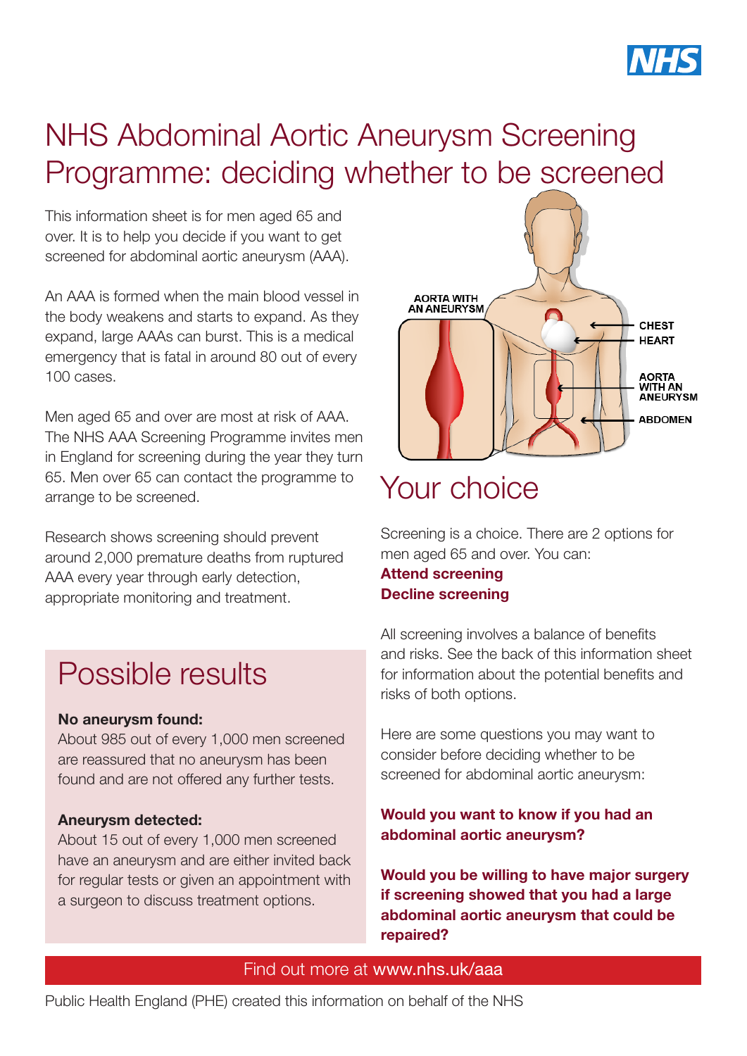# NHS Abdominal Aortic Aneurysm Screening Programme: deciding whether to be screened

This information sheet is for men aged 65 and over. It is to help you decide if you want to get screened for abdominal aortic aneurysm (AAA).

An AAA is formed when the main blood vessel in the body weakens and starts to expand. As they expand, large AAAs can burst. This is a medical emergency that is fatal in around 80 out of every 100 cases.

Men aged 65 and over are most at risk of AAA. The NHS AAA Screening Programme invites men in England for screening during the year they turn 65. Men over 65 can contact the programme to arrange to be screened.

Research shows screening should prevent around 2,000 premature deaths from ruptured AAA every year through early detection, appropriate monitoring and treatment.

## Possible results

**No aneurysm found:**
About 985 out of every 1,000 men screened are reassured that no aneurysm has been found and are not offered any further tests.

**Aneurysm detected:**
About 15 out of every 1,000 men screened have an aneurysm and are either invited back for regular tests or given an appointment with a surgeon to discuss treatment options.

## Your choice

Screening is a choice. There are 2 options for men aged 65 and over. You can:

**Attend screening**
**Decline screening**

All screening involves a balance of benefits and risks. See the back of this information sheet for information about the potential benefits and risks of both options.

Here are some questions you may want to consider before deciding whether to be screened for abdominal aortic aneurysm:

**Would you want to know if you had an abdominal aortic aneurysm?**

**Would you be willing to have major surgery if screening showed that you had a large abdominal aortic aneurysm that could be repaired?**

Find out more at **www.nhs.uk/aaa**

Public Health England (PHE) created this information on behalf of the NHS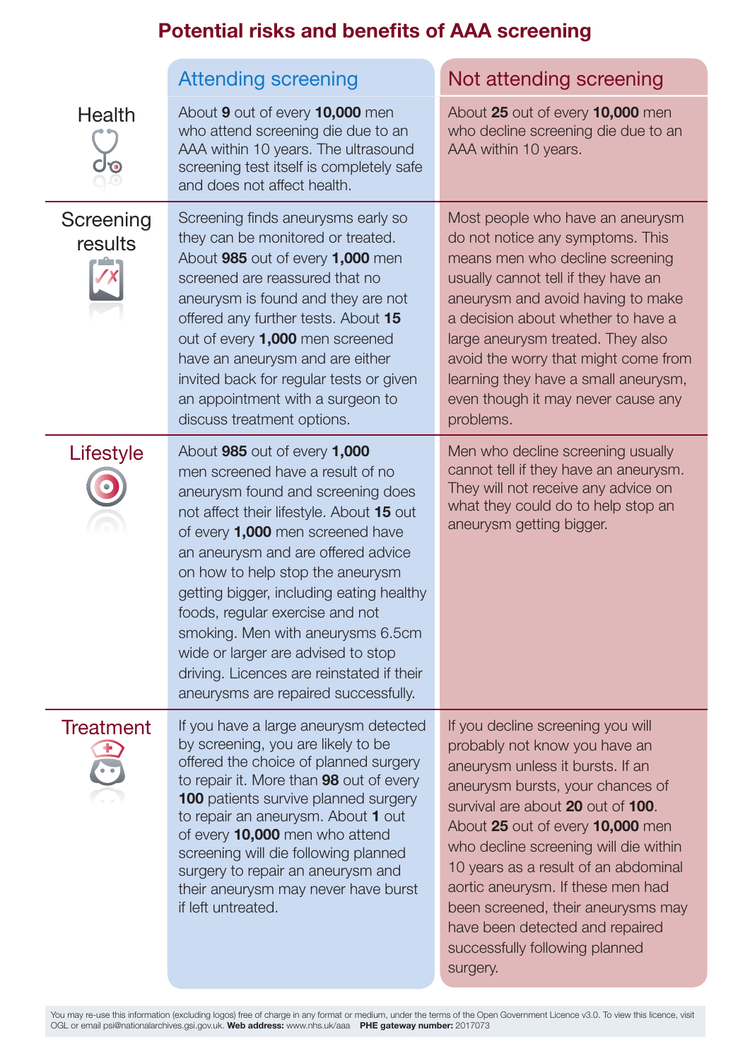# Potential risks and benefits of AAA screening

| | Attending screening | Not attending screening |
|---|---|---|
| Health | About **9** out of every **10,000** men who attend screening die due to an AAA within 10 years. The ultrasound screening test itself is completely safe and does not affect health. | About **25** out of every **10,000** men who decline screening die due to an AAA within 10 years. |
| Screening results | Screening finds aneurysms early so they can be monitored or treated. About **985** out of every **1,000** men screened are reassured that no aneurysm is found and they are not offered any further tests. About **15** out of every **1,000** men screened have an aneurysm and are either invited back for regular tests or given an appointment with a surgeon to discuss treatment options. | Most people who have an aneurysm do not notice any symptoms. This means men who decline screening usually cannot tell if they have an aneurysm and avoid having to make a decision about whether to have a large aneurysm treated. They also avoid the worry that might come from learning they have a small aneurysm, even though it may never cause any problems. |
| Lifestyle | About **985** out of every **1,000** men screened have a result of no aneurysm found and screening does not affect their lifestyle. About **15** out of every **1,000** men screened have an aneurysm and are offered advice on how to help stop the aneurysm getting bigger, including eating healthy foods, regular exercise and not smoking. Men with aneurysms 6.5cm wide or larger are advised to stop driving. Licences are reinstated if their aneurysms are repaired successfully. | Men who decline screening usually cannot tell if they have an aneurysm. They will not receive any advice on what they could do to help stop an aneurysm getting bigger. |
| Treatment | If you have a large aneurysm detected by screening, you are likely to be offered the choice of planned surgery to repair it. More than **98** out of every **100** patients survive planned surgery to repair an aneurysm. About **1** out of every **10,000** men who attend screening will die following planned surgery to repair an aneurysm and their aneurysm may never have burst if left untreated. | If you decline screening you will probably not know you have an aneurysm unless it bursts. If an aneurysm bursts, your chances of survival are about **20** out of **100**. About **25** out of every **10,000** men who decline screening will die within 10 years as a result of an abdominal aortic aneurysm. If these men had been screened, their aneurysms may have been detected and repaired successfully following planned surgery. |

You may re-use this information (excluding logos) free of charge in any format or medium, under the terms of the Open Government Licence v3.0. To view this licence, visit OGL or email psi@nationalarchives.gsi.gov.uk. **Web address:** www.nhs.uk/aaa **PHE gateway number:** 2017073